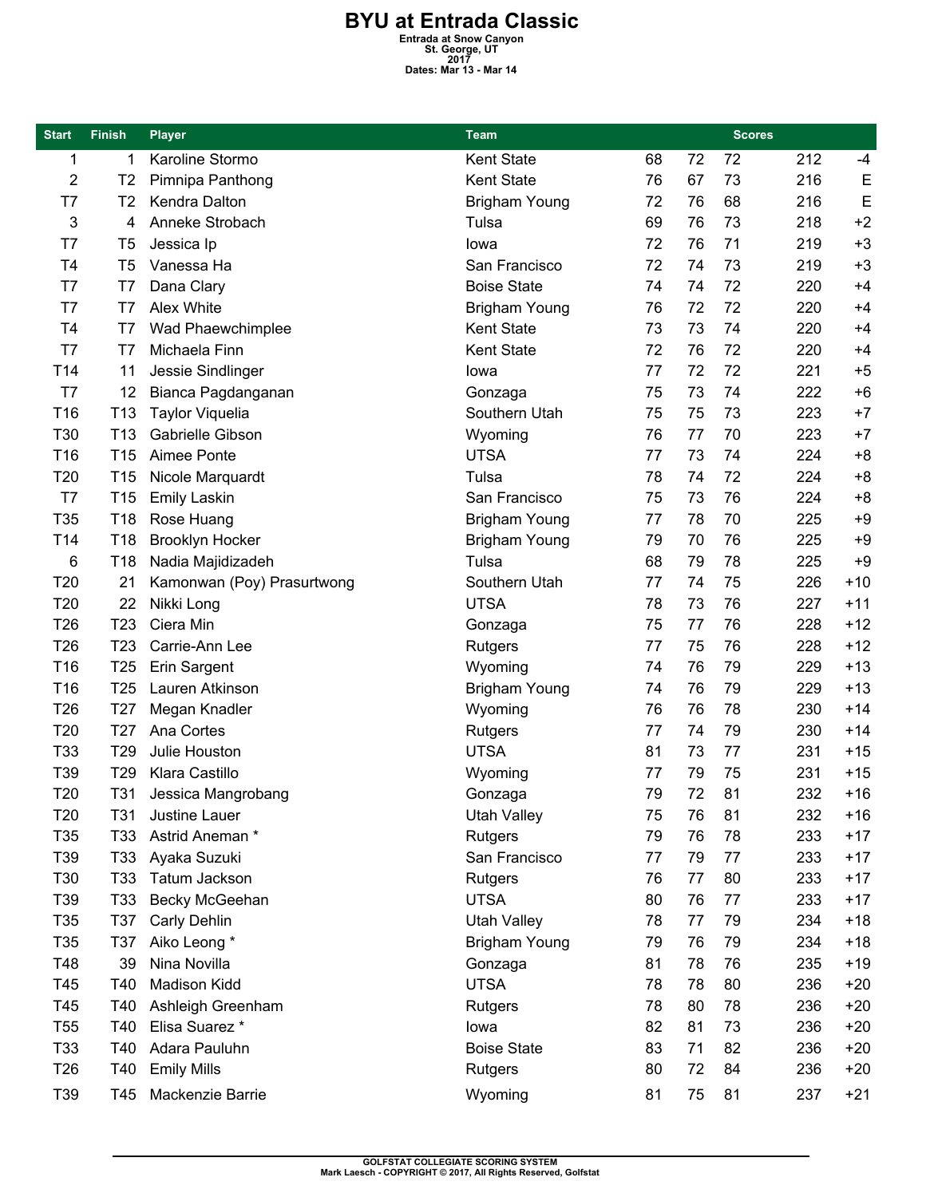# BYU at Entrada Classic

**Entrada at Snow Canyon**
**St. George, UT**
**2017**
**Dates: Mar 13 - Mar 14**

| Start | Finish | Player | Team | Scores | | | | |
|---|---|---|---|---|---|---|---|---|
| 1 | 1 | Karoline Stormo | Kent State | 68 | 72 | 72 | 212 | -4 |
| 2 | T2 | Pimnipa Panthong | Kent State | 76 | 67 | 73 | 216 | E |
| T7 | T2 | Kendra Dalton | Brigham Young | 72 | 76 | 68 | 216 | E |
| 3 | 4 | Anneke Strobach | Tulsa | 69 | 76 | 73 | 218 | +2 |
| T7 | T5 | Jessica Ip | Iowa | 72 | 76 | 71 | 219 | +3 |
| T4 | T5 | Vanessa Ha | San Francisco | 72 | 74 | 73 | 219 | +3 |
| T7 | T7 | Dana Clary | Boise State | 74 | 74 | 72 | 220 | +4 |
| T7 | T7 | Alex White | Brigham Young | 76 | 72 | 72 | 220 | +4 |
| T4 | T7 | Wad Phaewchimplee | Kent State | 73 | 73 | 74 | 220 | +4 |
| T7 | T7 | Michaela Finn | Kent State | 72 | 76 | 72 | 220 | +4 |
| T14 | 11 | Jessie Sindlinger | Iowa | 77 | 72 | 72 | 221 | +5 |
| T7 | 12 | Bianca Pagdanganan | Gonzaga | 75 | 73 | 74 | 222 | +6 |
| T16 | T13 | Taylor Viquelia | Southern Utah | 75 | 75 | 73 | 223 | +7 |
| T30 | T13 | Gabrielle Gibson | Wyoming | 76 | 77 | 70 | 223 | +7 |
| T16 | T15 | Aimee Ponte | UTSA | 77 | 73 | 74 | 224 | +8 |
| T20 | T15 | Nicole Marquardt | Tulsa | 78 | 74 | 72 | 224 | +8 |
| T7 | T15 | Emily Laskin | San Francisco | 75 | 73 | 76 | 224 | +8 |
| T35 | T18 | Rose Huang | Brigham Young | 77 | 78 | 70 | 225 | +9 |
| T14 | T18 | Brooklyn Hocker | Brigham Young | 79 | 70 | 76 | 225 | +9 |
| 6 | T18 | Nadia Majidizadeh | Tulsa | 68 | 79 | 78 | 225 | +9 |
| T20 | 21 | Kamonwan (Poy) Prasurtwong | Southern Utah | 77 | 74 | 75 | 226 | +10 |
| T20 | 22 | Nikki Long | UTSA | 78 | 73 | 76 | 227 | +11 |
| T26 | T23 | Ciera Min | Gonzaga | 75 | 77 | 76 | 228 | +12 |
| T26 | T23 | Carrie-Ann Lee | Rutgers | 77 | 75 | 76 | 228 | +12 |
| T16 | T25 | Erin Sargent | Wyoming | 74 | 76 | 79 | 229 | +13 |
| T16 | T25 | Lauren Atkinson | Brigham Young | 74 | 76 | 79 | 229 | +13 |
| T26 | T27 | Megan Knadler | Wyoming | 76 | 76 | 78 | 230 | +14 |
| T20 | T27 | Ana Cortes | Rutgers | 77 | 74 | 79 | 230 | +14 |
| T33 | T29 | Julie Houston | UTSA | 81 | 73 | 77 | 231 | +15 |
| T39 | T29 | Klara Castillo | Wyoming | 77 | 79 | 75 | 231 | +15 |
| T20 | T31 | Jessica Mangrobang | Gonzaga | 79 | 72 | 81 | 232 | +16 |
| T20 | T31 | Justine Lauer | Utah Valley | 75 | 76 | 81 | 232 | +16 |
| T35 | T33 | Astrid Aneman * | Rutgers | 79 | 76 | 78 | 233 | +17 |
| T39 | T33 | Ayaka Suzuki | San Francisco | 77 | 79 | 77 | 233 | +17 |
| T30 | T33 | Tatum Jackson | Rutgers | 76 | 77 | 80 | 233 | +17 |
| T39 | T33 | Becky McGeehan | UTSA | 80 | 76 | 77 | 233 | +17 |
| T35 | T37 | Carly Dehlin | Utah Valley | 78 | 77 | 79 | 234 | +18 |
| T35 | T37 | Aiko Leong * | Brigham Young | 79 | 76 | 79 | 234 | +18 |
| T48 | 39 | Nina Novilla | Gonzaga | 81 | 78 | 76 | 235 | +19 |
| T45 | T40 | Madison Kidd | UTSA | 78 | 78 | 80 | 236 | +20 |
| T45 | T40 | Ashleigh Greenham | Rutgers | 78 | 80 | 78 | 236 | +20 |
| T55 | T40 | Elisa Suarez * | Iowa | 82 | 81 | 73 | 236 | +20 |
| T33 | T40 | Adara Pauluhn | Boise State | 83 | 71 | 82 | 236 | +20 |
| T26 | T40 | Emily Mills | Rutgers | 80 | 72 | 84 | 236 | +20 |
| T39 | T45 | Mackenzie Barrie | Wyoming | 81 | 75 | 81 | 237 | +21 |

GOLFSTAT COLLEGIATE SCORING SYSTEM
Mark Laesch - COPYRIGHT © 2017, All Rights Reserved, Golfstat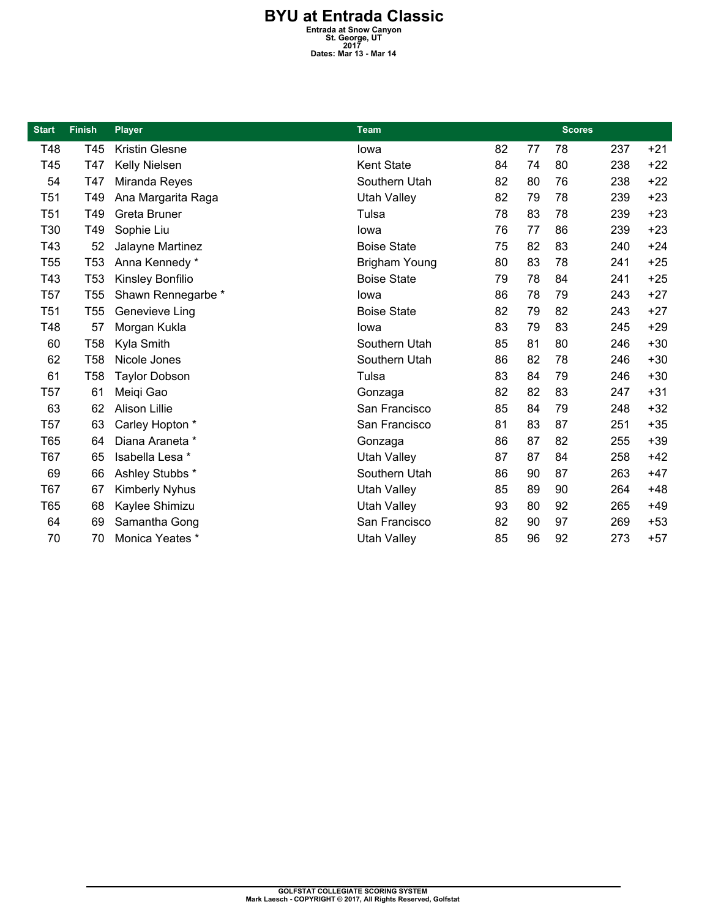# BYU at Entrada Classic

Entrada at Snow Canyon
St. George, UT
2017
Dates: Mar 13 - Mar 14

| Start | Finish | Player | Team | Scores | | | | |
|---|---|---|---|---|---|---|---|---|
| T48 | T45 | Kristin Glesne | Iowa | 82 | 77 | 78 | 237 | +21 |
| T45 | T47 | Kelly Nielsen | Kent State | 84 | 74 | 80 | 238 | +22 |
| 54 | T47 | Miranda Reyes | Southern Utah | 82 | 80 | 76 | 238 | +22 |
| T51 | T49 | Ana Margarita Raga | Utah Valley | 82 | 79 | 78 | 239 | +23 |
| T51 | T49 | Greta Bruner | Tulsa | 78 | 83 | 78 | 239 | +23 |
| T30 | T49 | Sophie Liu | Iowa | 76 | 77 | 86 | 239 | +23 |
| T43 | 52 | Jalayne Martinez | Boise State | 75 | 82 | 83 | 240 | +24 |
| T55 | T53 | Anna Kennedy * | Brigham Young | 80 | 83 | 78 | 241 | +25 |
| T43 | T53 | Kinsley Bonfilio | Boise State | 79 | 78 | 84 | 241 | +25 |
| T57 | T55 | Shawn Rennegarbe * | Iowa | 86 | 78 | 79 | 243 | +27 |
| T51 | T55 | Genevieve Ling | Boise State | 82 | 79 | 82 | 243 | +27 |
| T48 | 57 | Morgan Kukla | Iowa | 83 | 79 | 83 | 245 | +29 |
| 60 | T58 | Kyla Smith | Southern Utah | 85 | 81 | 80 | 246 | +30 |
| 62 | T58 | Nicole Jones | Southern Utah | 86 | 82 | 78 | 246 | +30 |
| 61 | T58 | Taylor Dobson | Tulsa | 83 | 84 | 79 | 246 | +30 |
| T57 | 61 | Meiqi Gao | Gonzaga | 82 | 82 | 83 | 247 | +31 |
| 63 | 62 | Alison Lillie | San Francisco | 85 | 84 | 79 | 248 | +32 |
| T57 | 63 | Carley Hopton * | San Francisco | 81 | 83 | 87 | 251 | +35 |
| T65 | 64 | Diana Araneta * | Gonzaga | 86 | 87 | 82 | 255 | +39 |
| T67 | 65 | Isabella Lesa * | Utah Valley | 87 | 87 | 84 | 258 | +42 |
| 69 | 66 | Ashley Stubbs * | Southern Utah | 86 | 90 | 87 | 263 | +47 |
| T67 | 67 | Kimberly Nyhus | Utah Valley | 85 | 89 | 90 | 264 | +48 |
| T65 | 68 | Kaylee Shimizu | Utah Valley | 93 | 80 | 92 | 265 | +49 |
| 64 | 69 | Samantha Gong | San Francisco | 82 | 90 | 97 | 269 | +53 |
| 70 | 70 | Monica Yeates * | Utah Valley | 85 | 96 | 92 | 273 | +57 |

GOLFSTAT COLLEGIATE SCORING SYSTEM
Mark Laesch - COPYRIGHT © 2017, All Rights Reserved, Golfstat